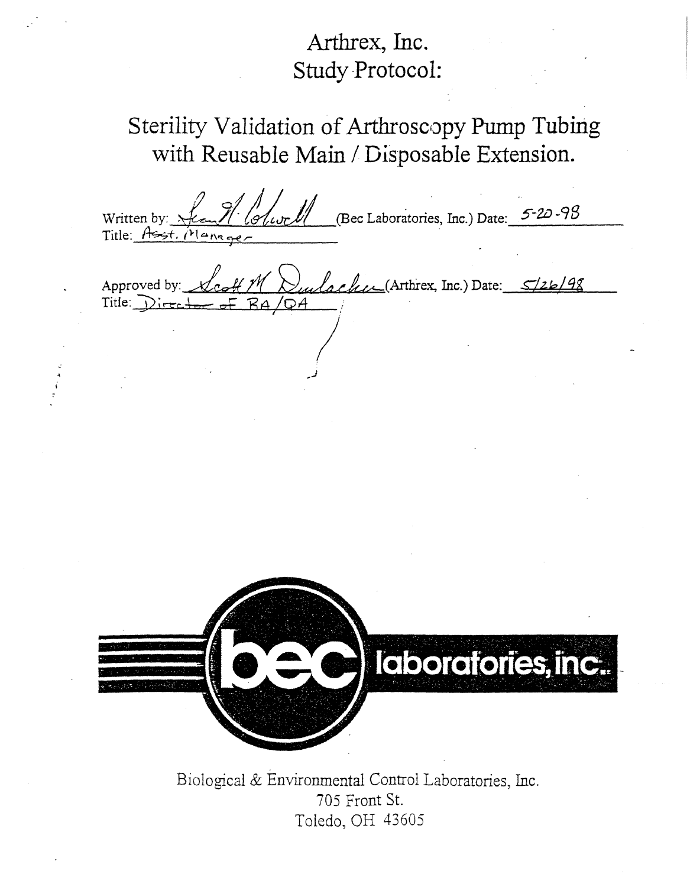# Arthrex, Inc.
# Study Protocol:

## Sterility Validation of Arthroscopy Pump Tubing with Reusable Main / Disposable Extension.

Written by: *[signature]* (Bec Laboratories, Inc.) Date: 5-20-98
Title: Asst. Manager

Approved by: *Scott M Dunlacher* (Arthrex, Inc.) Date: 5/26/98
Title: Director of RA/QA

bec laboratories, inc.

Biological & Environmental Control Laboratories, Inc.
705 Front St.
Toledo, OH 43605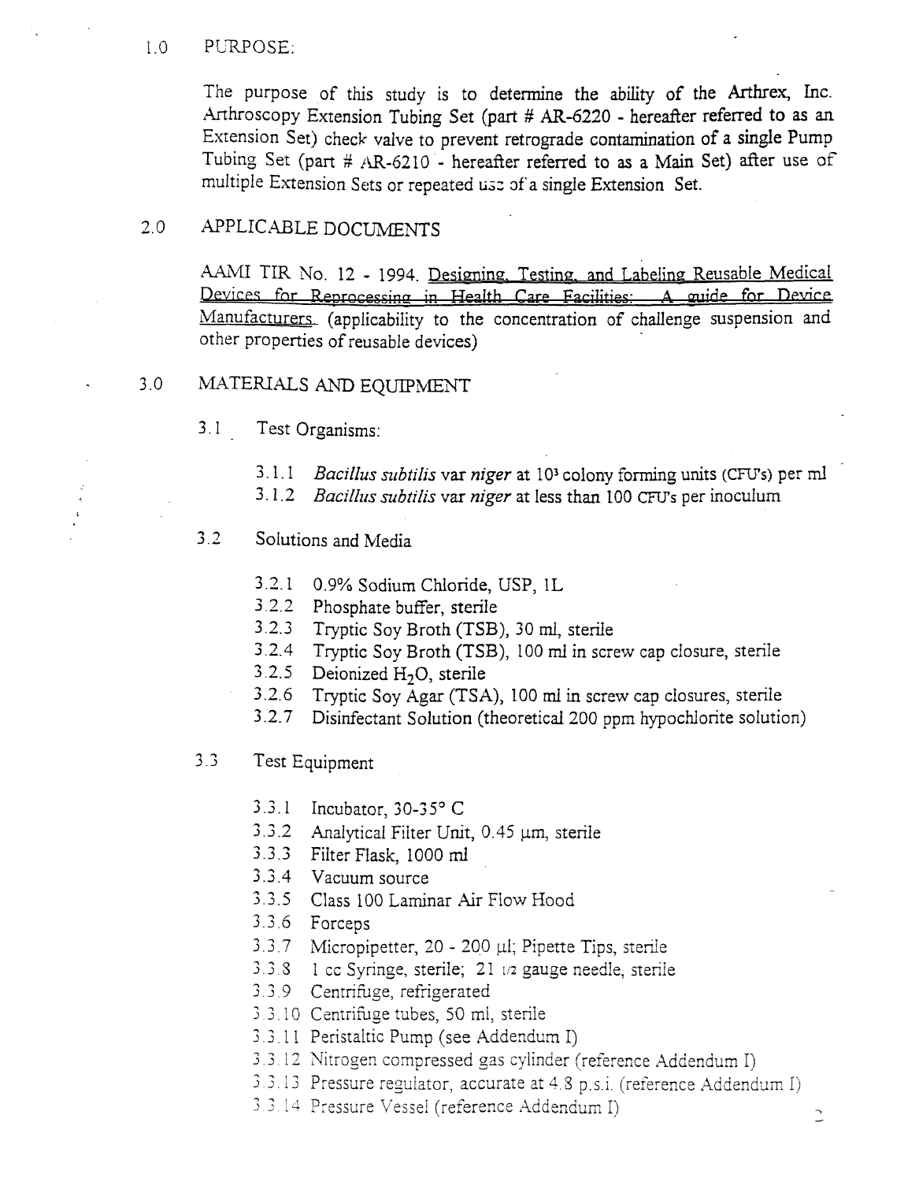## 1.0 PURPOSE:

The purpose of this study is to determine the ability of the Arthrex, Inc. Arthroscopy Extension Tubing Set (part # AR-6220 - hereafter referred to as an Extension Set) check valve to prevent retrograde contamination of a single Pump Tubing Set (part # AR-6210 - hereafter referred to as a Main Set) after use of multiple Extension Sets or repeated use of a single Extension Set.

## 2.0 APPLICABLE DOCUMENTS

AAMI TIR No. 12 - 1994. Designing, Testing, and Labeling Reusable Medical Devices for Reprocessing in Health Care Facilities: A guide for Device Manufacturers. (applicability to the concentration of challenge suspension and other properties of reusable devices)

## 3.0 MATERIALS AND EQUIPMENT

### 3.1 Test Organisms:

- 3.1.1 *Bacillus subtilis* var *niger* at $10^3$ colony forming units (CFU's) per ml
- 3.1.2 *Bacillus subtilis* var *niger* at less than 100 CFU's per inoculum

### 3.2 Solutions and Media

- 3.2.1 0.9% Sodium Chloride, USP, 1L
- 3.2.2 Phosphate buffer, sterile
- 3.2.3 Tryptic Soy Broth (TSB), 30 ml, sterile
- 3.2.4 Tryptic Soy Broth (TSB), 100 ml in screw cap closure, sterile
- 3.2.5 Deionized $H_2O$, sterile
- 3.2.6 Tryptic Soy Agar (TSA), 100 ml in screw cap closures, sterile
- 3.2.7 Disinfectant Solution (theoretical 200 ppm hypochlorite solution)

### 3.3 Test Equipment

- 3.3.1 Incubator, 30-35° C
- 3.3.2 Analytical Filter Unit, 0.45 μm, sterile
- 3.3.3 Filter Flask, 1000 ml
- 3.3.4 Vacuum source
- 3.3.5 Class 100 Laminar Air Flow Hood
- 3.3.6 Forceps
- 3.3.7 Micropipetter, 20 - 200 μl; Pipette Tips, sterile
- 3.3.8 1 cc Syringe, sterile; 21 1/2 gauge needle, sterile
- 3.3.9 Centrifuge, refrigerated
- 3.3.10 Centrifuge tubes, 50 ml, sterile
- 3.3.11 Peristaltic Pump (see Addendum I)
- 3.3.12 Nitrogen compressed gas cylinder (reference Addendum I)
- 3.3.13 Pressure regulator, accurate at 4.8 p.s.i. (reference Addendum I)
- 3.3.14 Pressure Vessel (reference Addendum I)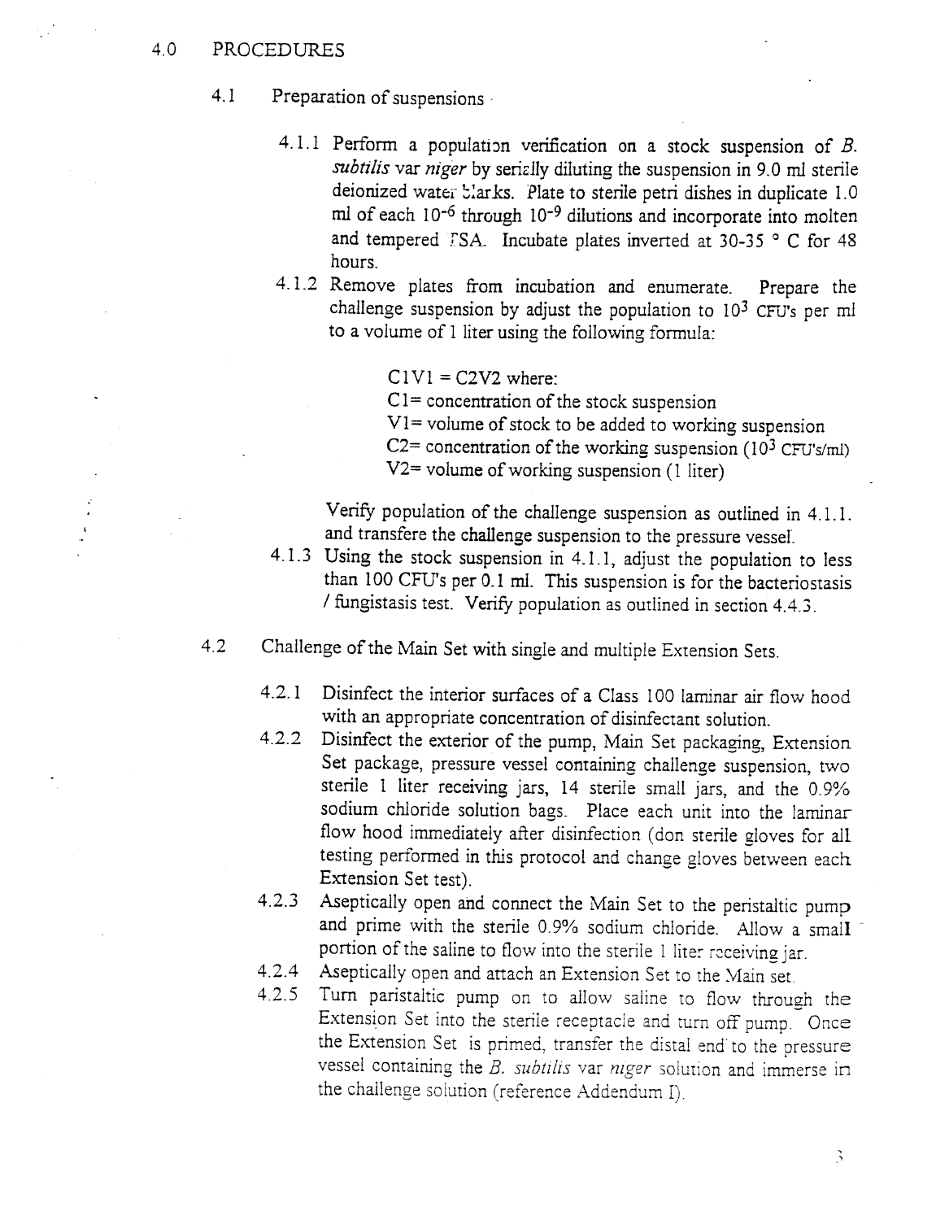## 4.0 PROCEDURES

### 4.1 Preparation of suspensions

4.1.1 Perform a population verification on a stock suspension of *B. subtilis* var *niger* by serially diluting the suspension in 9.0 ml sterile deionized water blanks. Plate to sterile petri dishes in duplicate 1.0 ml of each $10^{-6}$ through $10^{-9}$ dilutions and incorporate into molten and tempered TSA. Incubate plates inverted at 30-35 ° C for 48 hours.

4.1.2 Remove plates from incubation and enumerate. Prepare the challenge suspension by adjust the population to $10^{3}$ CFU's per ml to a volume of 1 liter using the following formula:

$$C1V1 = C2V2$$ where:

C1= concentration of the stock suspension
V1= volume of stock to be added to working suspension
C2= concentration of the working suspension ($10^{3}$ CFU's/ml)
V2= volume of working suspension (1 liter)

Verify population of the challenge suspension as outlined in 4.1.1. and transfere the challenge suspension to the pressure vessel.

4.1.3 Using the stock suspension in 4.1.1, adjust the population to less than 100 CFU's per 0.1 ml. This suspension is for the bacteriostasis / fungistasis test. Verify population as outlined in section 4.4.3.

### 4.2 Challenge of the Main Set with single and multiple Extension Sets.

4.2.1 Disinfect the interior surfaces of a Class 100 laminar air flow hood with an appropriate concentration of disinfectant solution.

4.2.2 Disinfect the exterior of the pump, Main Set packaging, Extension Set package, pressure vessel containing challenge suspension, two sterile 1 liter receiving jars, 14 sterile small jars, and the 0.9% sodium chloride solution bags. Place each unit into the laminar flow hood immediately after disinfection (don sterile gloves for all testing performed in this protocol and change gloves between each Extension Set test).

4.2.3 Aseptically open and connect the Main Set to the peristaltic pump and prime with the sterile 0.9% sodium chloride. Allow a small portion of the saline to flow into the sterile 1 liter receiving jar.

4.2.4 Aseptically open and attach an Extension Set to the Main set.

4.2.5 Turn paristaltic pump on to allow saline to flow through the Extension Set into the sterile receptacle and turn off pump. Once the Extension Set is primed, transfer the distal end to the pressure vessel containing the *B. subtilis* var *niger* solution and immerse in the challenge solution (reference Addendum I).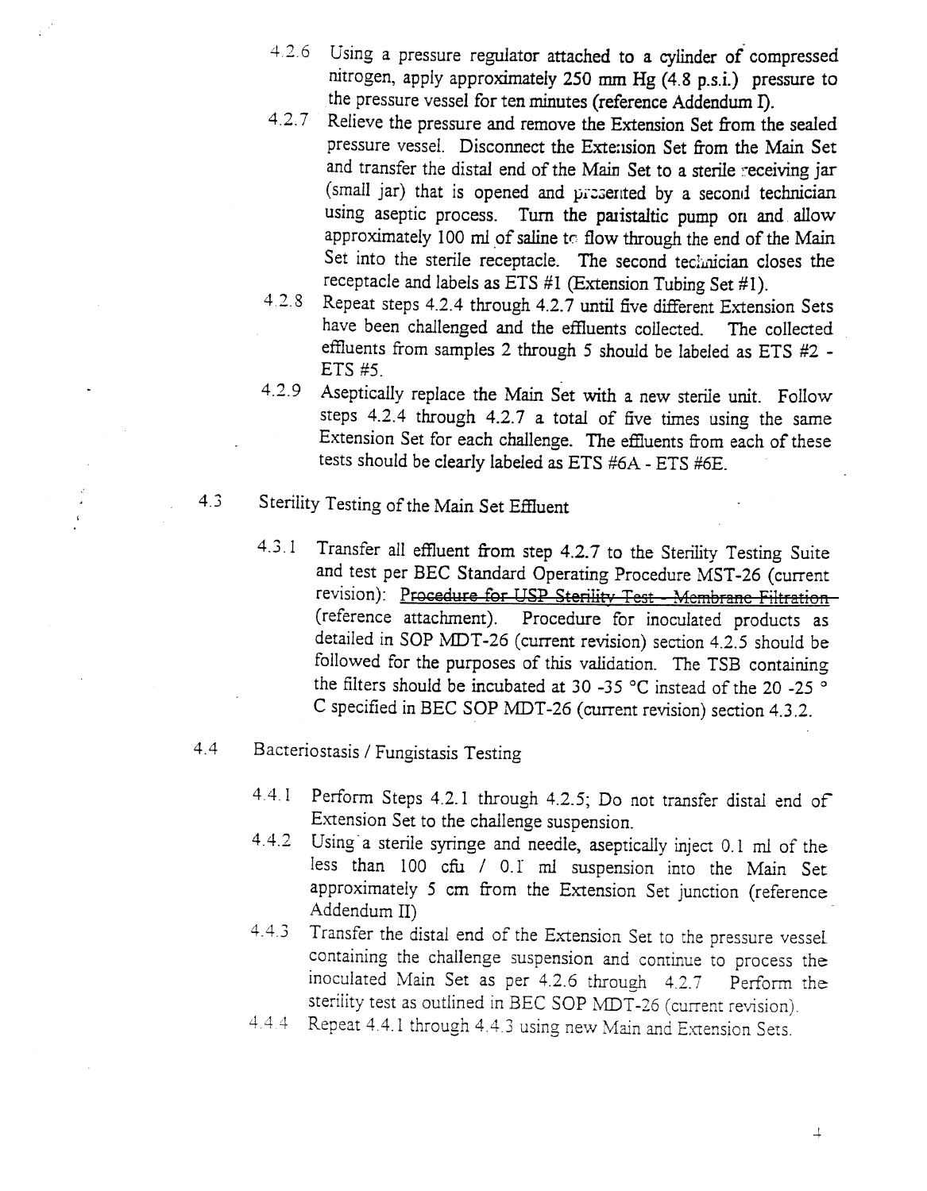4.2.6 Using a pressure regulator attached to a cylinder of compressed nitrogen, apply approximately 250 mm Hg (4.8 p.s.i.) pressure to the pressure vessel for ten minutes (reference Addendum I).

4.2.7 Relieve the pressure and remove the Extension Set from the sealed pressure vessel. Disconnect the Extension Set from the Main Set and transfer the distal end of the Main Set to a sterile receiving jar (small jar) that is opened and presented by a second technician using aseptic process. Turn the paristaltic pump on and allow approximately 100 ml of saline to flow through the end of the Main Set into the sterile receptacle. The second technician closes the receptacle and labels as ETS #1 (Extension Tubing Set #1).

4.2.8 Repeat steps 4.2.4 through 4.2.7 until five different Extension Sets have been challenged and the effluents collected. The collected effluents from samples 2 through 5 should be labeled as ETS #2 - ETS #5.

4.2.9 Aseptically replace the Main Set with a new sterile unit. Follow steps 4.2.4 through 4.2.7 a total of five times using the same Extension Set for each challenge. The effluents from each of these tests should be clearly labeled as ETS #6A - ETS #6E.

4.3 Sterility Testing of the Main Set Effluent

4.3.1 Transfer all effluent from step 4.2.7 to the Sterility Testing Suite and test per BEC Standard Operating Procedure MST-26 (current revision): ~~Procedure for USP Sterility Test - Membrane Filtration~~ (reference attachment). Procedure for inoculated products as detailed in SOP MDT-26 (current revision) section 4.2.5 should be followed for the purposes of this validation. The TSB containing the filters should be incubated at 30 -35 °C instead of the 20 -25 °C specified in BEC SOP MDT-26 (current revision) section 4.3.2.

4.4 Bacteriostasis / Fungistasis Testing

4.4.1 Perform Steps 4.2.1 through 4.2.5; Do not transfer distal end of Extension Set to the challenge suspension.

4.4.2 Using a sterile syringe and needle, aseptically inject 0.1 ml of the less than 100 cfu / 0.1 ml suspension into the Main Set approximately 5 cm from the Extension Set junction (reference Addendum II)

4.4.3 Transfer the distal end of the Extension Set to the pressure vessel containing the challenge suspension and continue to process the inoculated Main Set as per 4.2.6 through 4.2.7 Perform the sterility test as outlined in BEC SOP MDT-26 (current revision).

4.4.4 Repeat 4.4.1 through 4.4.3 using new Main and Extension Sets.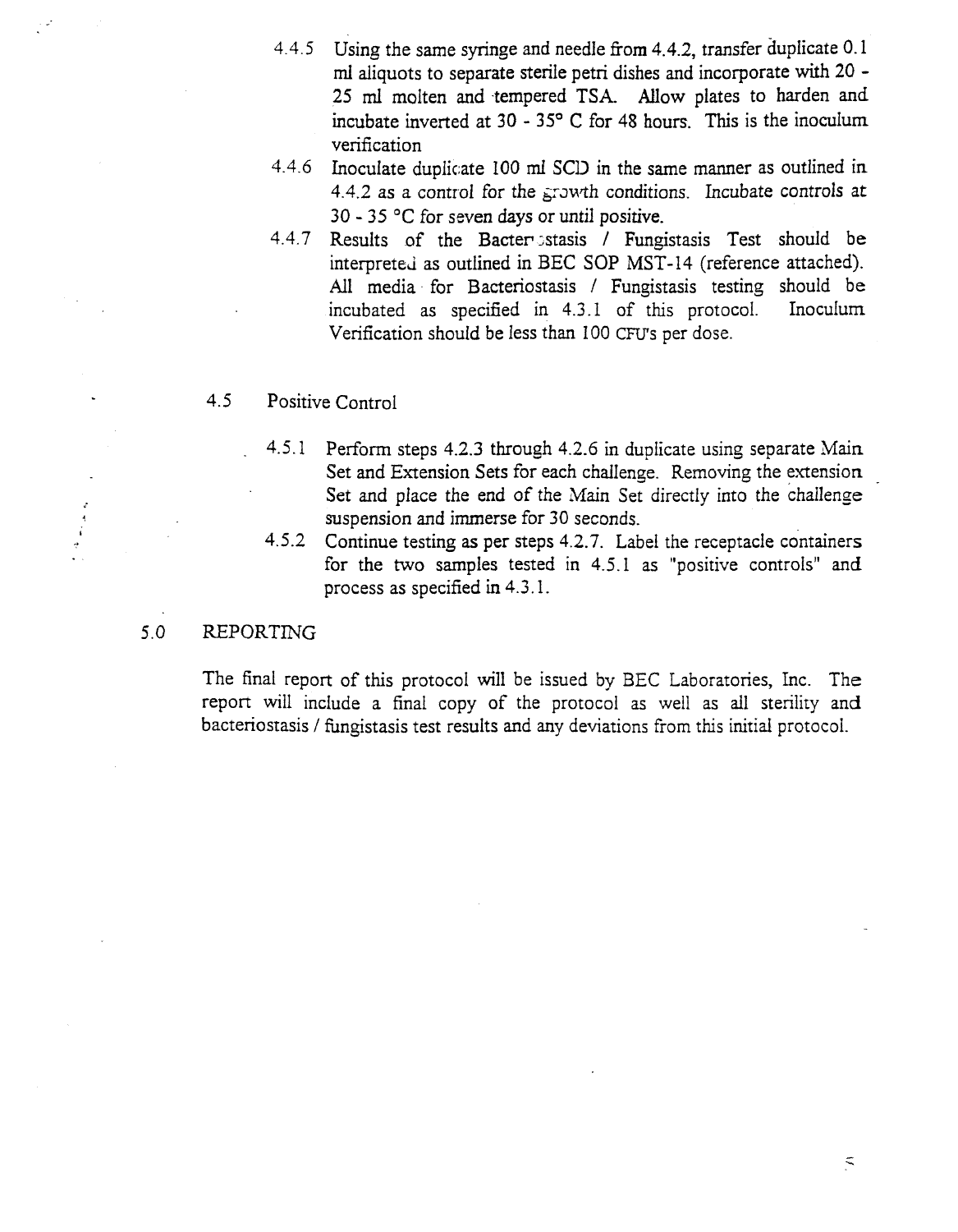4.4.5 Using the same syringe and needle from 4.4.2, transfer duplicate 0.1 ml aliquots to separate sterile petri dishes and incorporate with 20 - 25 ml molten and tempered TSA. Allow plates to harden and incubate inverted at 30 - 35° C for 48 hours. This is the inoculum verification

4.4.6 Inoculate duplicate 100 ml SCD in the same manner as outlined in 4.4.2 as a control for the growth conditions. Incubate controls at 30 - 35 °C for seven days or until positive.

4.4.7 Results of the Bacteriostasis / Fungistasis Test should be interpreted as outlined in BEC SOP MST-14 (reference attached). All media for Bacteriostasis / Fungistasis testing should be incubated as specified in 4.3.1 of this protocol. Inoculum Verification should be less than 100 CFU's per dose.

4.5 Positive Control

4.5.1 Perform steps 4.2.3 through 4.2.6 in duplicate using separate Main Set and Extension Sets for each challenge. Removing the extension Set and place the end of the Main Set directly into the challenge suspension and immerse for 30 seconds.

4.5.2 Continue testing as per steps 4.2.7. Label the receptacle containers for the two samples tested in 4.5.1 as "positive controls" and process as specified in 4.3.1.

## 5.0 REPORTING

The final report of this protocol will be issued by BEC Laboratories, Inc. The report will include a final copy of the protocol as well as all sterility and bacteriostasis / fungistasis test results and any deviations from this initial protocol.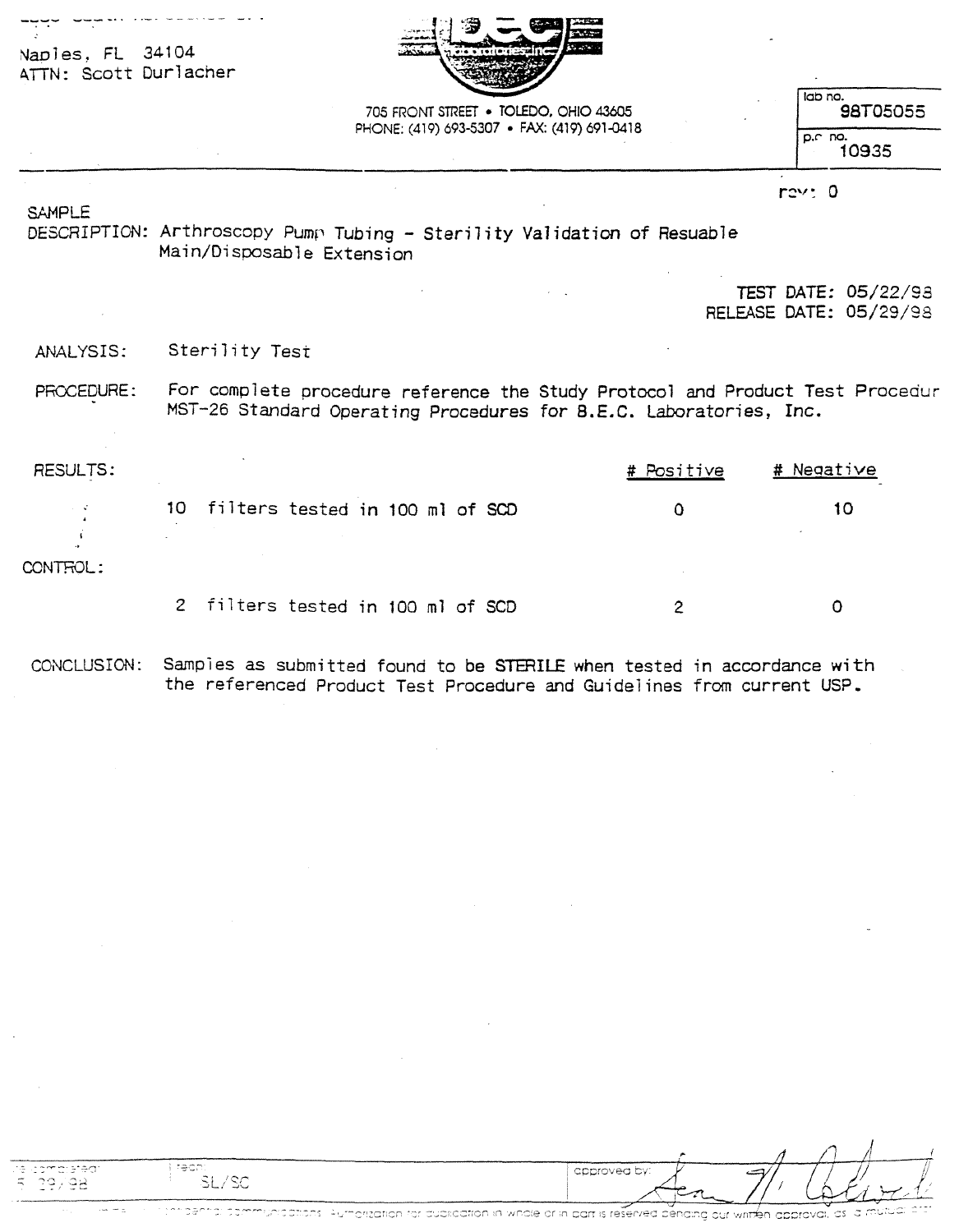Naples, FL 34104
ATTN: Scott Durlacher

705 FRONT STREET • TOLEDO, OHIO 43605
PHONE: (419) 693-5307 • FAX: (419) 691-0418

lab no. 98T05055

p.o. no. 10935

rev: 0

SAMPLE DESCRIPTION: Arthroscopy Pump Tubing - Sterility Validation of Resuable Main/Disposable Extension

TEST DATE: 05/22/98
RELEASE DATE: 05/29/98

ANALYSIS: Sterility Test

PROCEDURE: For complete procedure reference the Study Protocol and Product Test Procedur MST-26 Standard Operating Procedures for B.E.C. Laboratories, Inc.

| RESULTS: | | # Positive | # Negative |
|---|---|---|---|
| | 10 filters tested in 100 ml of SCD | 0 | 10 |
| CONTROL: | | | |
| | 2 filters tested in 100 ml of SCD | 2 | 0 |

CONCLUSION: Samples as submitted found to be **STERILE** when tested in accordance with the referenced Product Test Procedure and Guidelines from current USP.

completed: 5 29/98 | tech: SL/SC | approved by: [signature]

...confidential communications. Authorization for publication in whole or in part is reserved pending our written approval, as a mutual pro...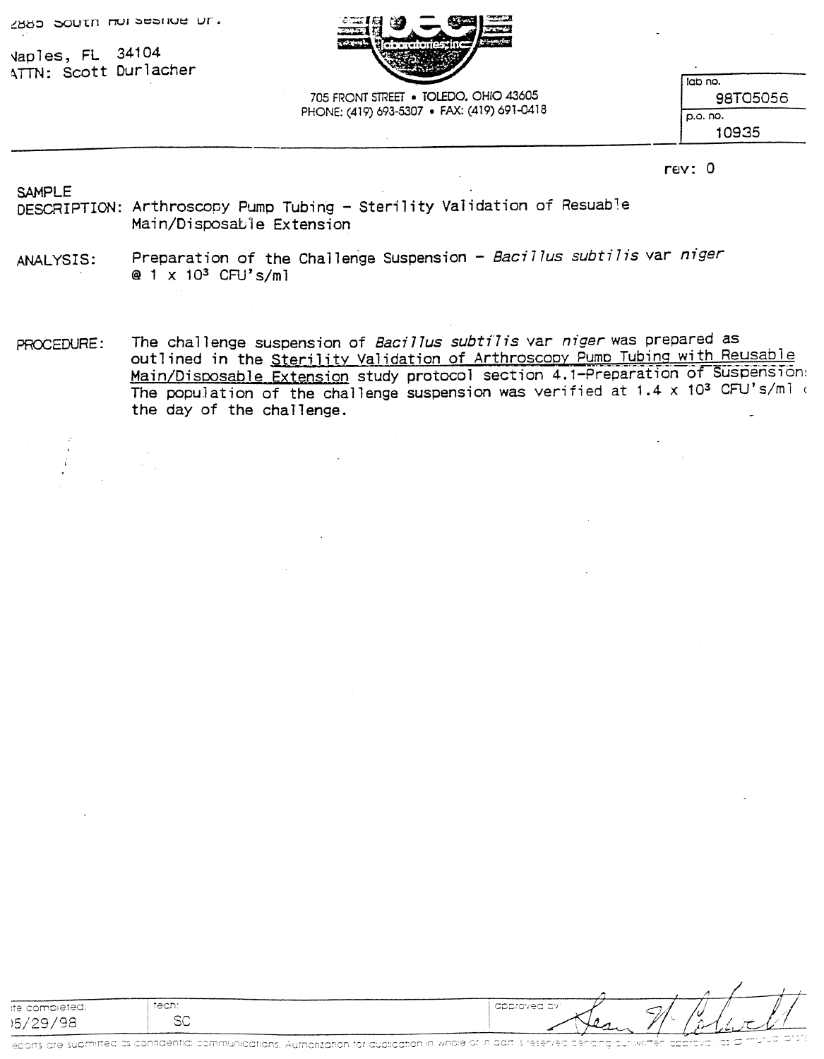2885 South Horseshoe Dr.

Naples, FL 34104
ATTN: Scott Durlacher

705 FRONT STREET • TOLEDO, OHIO 43605
PHONE: (419) 693-5307 • FAX: (419) 691-0418

| lab no. | 98T05056 |
|---|---|
| p.o. no. | 10935 |

rev: 0

SAMPLE
DESCRIPTION: Arthroscopy Pump Tubing - Sterility Validation of Resuable Main/Disposable Extension

ANALYSIS: Preparation of the Challenge Suspension - *Bacillus subtilis* var *niger* @ 1 x $10^3$ CFU's/ml

PROCEDURE: The challenge suspension of *Bacillus subtilis* var *niger* was prepared as outlined in the Sterility Validation of Arthroscopy Pump Tubing with Reusable Main/Disposable Extension study protocol section 4.1-Preparation of Suspension. The population of the challenge suspension was verified at 1.4 x $10^3$ CFU's/ml on the day of the challenge.

| date completed: | tech: | approved by: |
|---|---|---|
| 05/29/98 | SC | Sean N. Colwell |

Reports are submitted as confidential communications. Authorization for publication in whole or in part is reserved pending our written approval, as a mutual prot...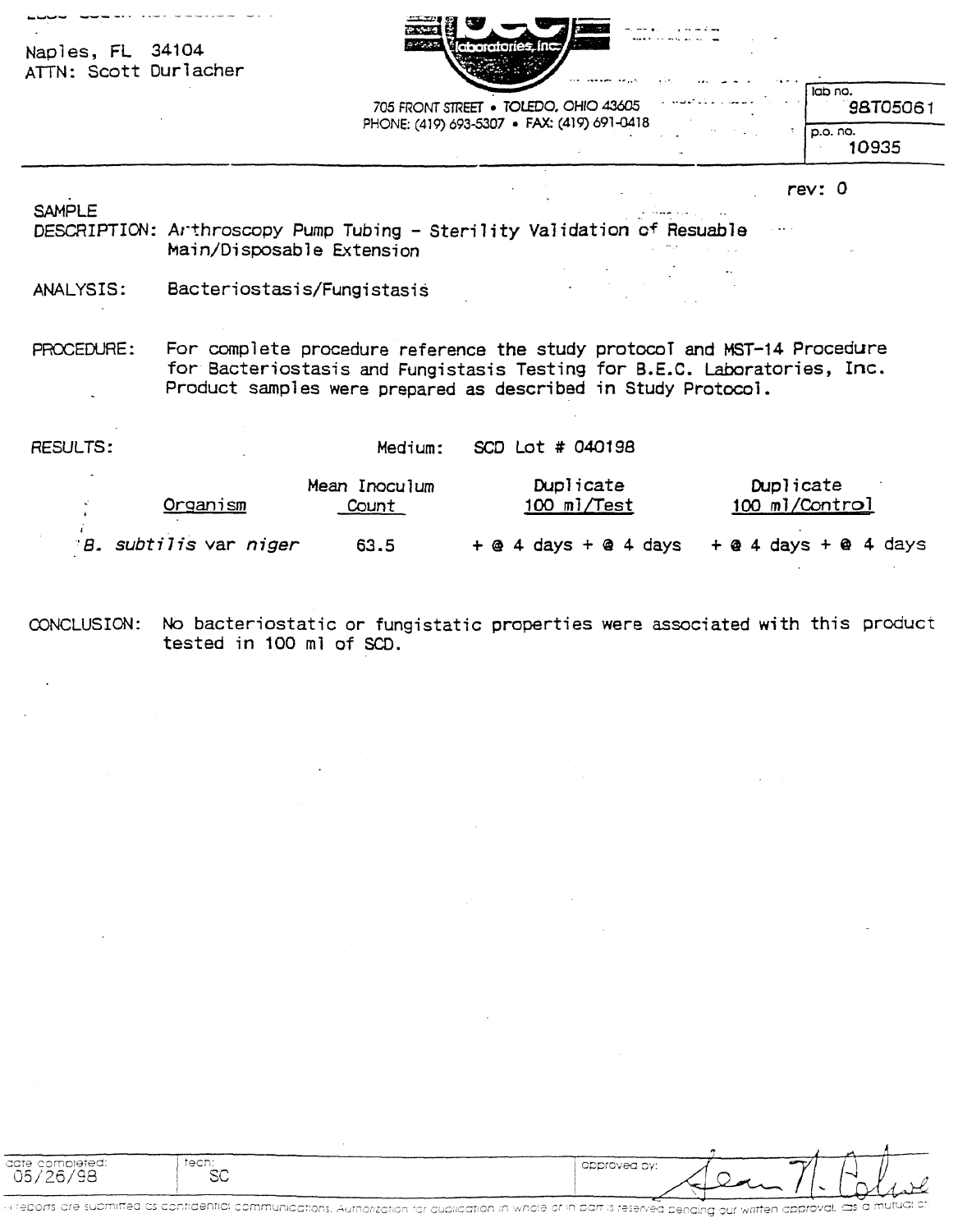Naples, FL 34104
ATTN: Scott Durlacher

705 FRONT STREET • TOLEDO, OHIO 43605
PHONE: (419) 693-5307 • FAX: (419) 691-0418

lab no. 98T05061

p.o. no. 10935

rev: 0

SAMPLE
DESCRIPTION: Arthroscopy Pump Tubing - Sterility Validation of Resuable Main/Disposable Extension

ANALYSIS: Bacteriostasis/Fungistasis

PROCEDURE: For complete procedure reference the study protocol and MST-14 Procedure for Bacteriostasis and Fungistasis Testing for B.E.C. Laboratories, Inc. Product samples were prepared as described in Study Protocol.

RESULTS: Medium: SCD Lot # 040198

| Organism | Mean Inoculum Count | Duplicate 100 ml/Test | Duplicate 100 ml/Control |
|---|---|---|---|
| *B. subtilis* var *niger* | 63.5 | + @ 4 days + @ 4 days | + @ 4 days + @ 4 days |

CONCLUSION: No bacteriostatic or fungistatic properties were associated with this product tested in 100 ml of SCD.

| date completed: | tech: | approved by: |
|---|---|---|
| 05/26/98 | SC | |

reports are submitted as confidential communications. Authorization for publication in whole or in part is reserved pending our written approval, as a mutual of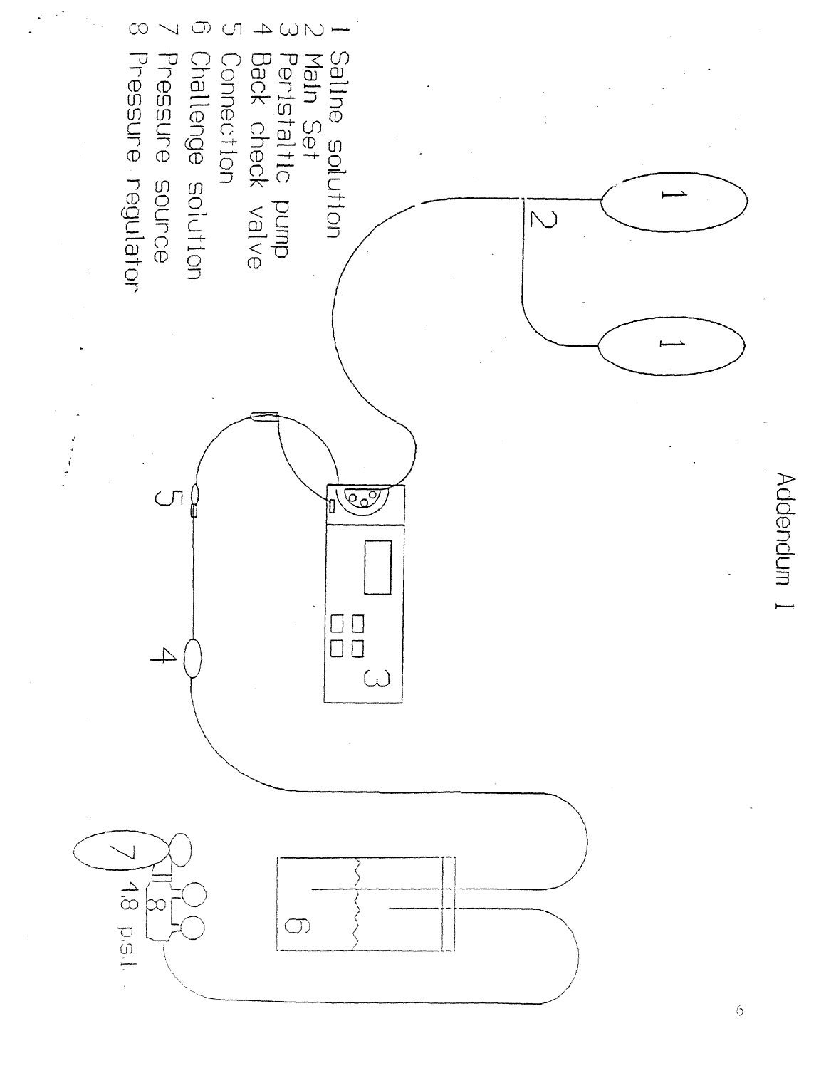# Addendum 1

1 Saline solution
2 Main Set
3 Peristaltic pump
4 Back check valve
5 Connection
6 Challenge solution
7 Pressure source
8 Pressure regulator

4.8 p.s.i.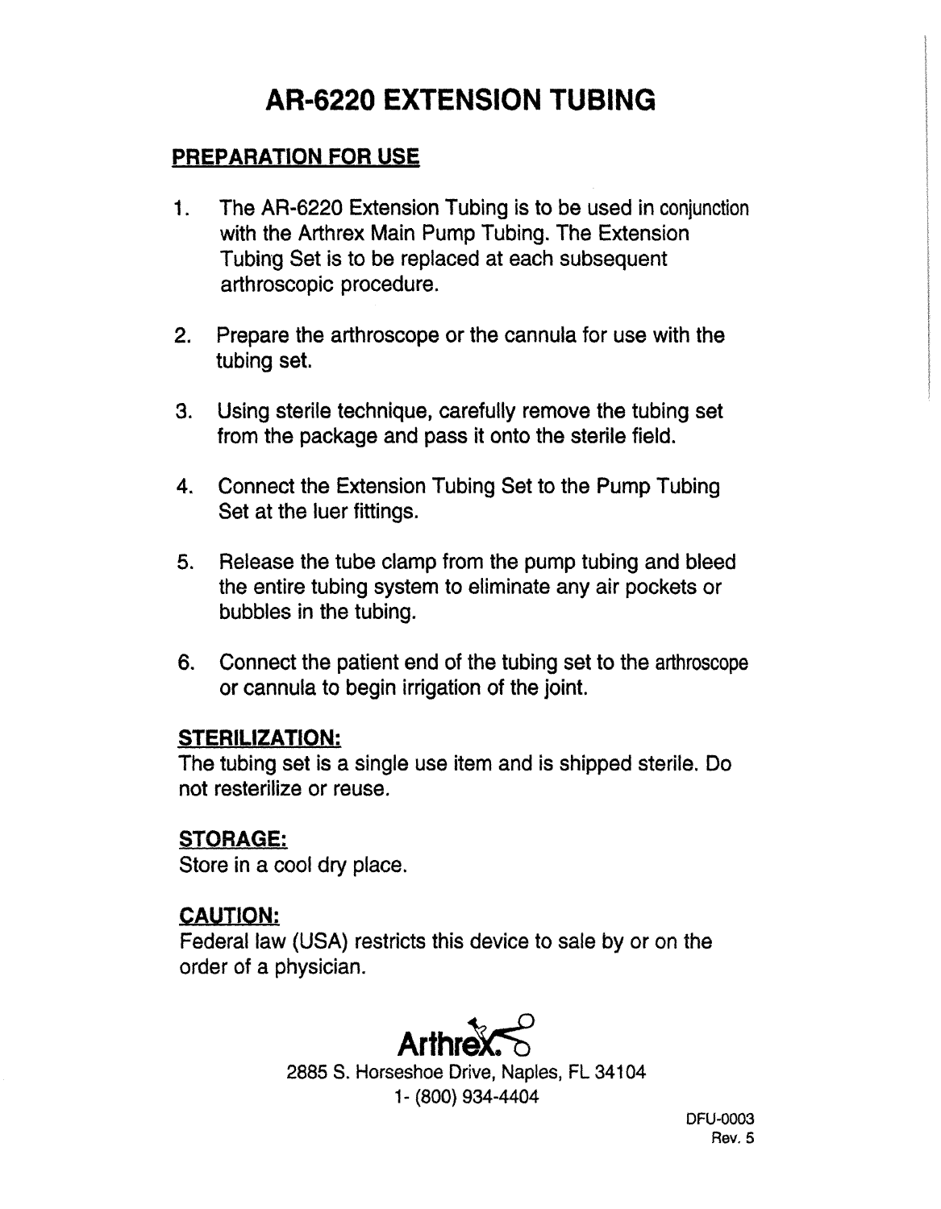# AR-6220 EXTENSION TUBING

## PREPARATION FOR USE

1. The AR-6220 Extension Tubing is to be used in conjunction with the Arthrex Main Pump Tubing. The Extension Tubing Set is to be replaced at each subsequent arthroscopic procedure.

2. Prepare the arthroscope or the cannula for use with the tubing set.

3. Using sterile technique, carefully remove the tubing set from the package and pass it onto the sterile field.

4. Connect the Extension Tubing Set to the Pump Tubing Set at the luer fittings.

5. Release the tube clamp from the pump tubing and bleed the entire tubing system to eliminate any air pockets or bubbles in the tubing.

6. Connect the patient end of the tubing set to the arthroscope or cannula to begin irrigation of the joint.

## STERILIZATION:

The tubing set is a single use item and is shipped sterile. Do not resterilize or reuse.

## STORAGE:

Store in a cool dry place.

## CAUTION:

Federal law (USA) restricts this device to sale by or on the order of a physician.

Arthrex

2885 S. Horseshoe Drive, Naples, FL 34104
1- (800) 934-4404

DFU-0003
Rev. 5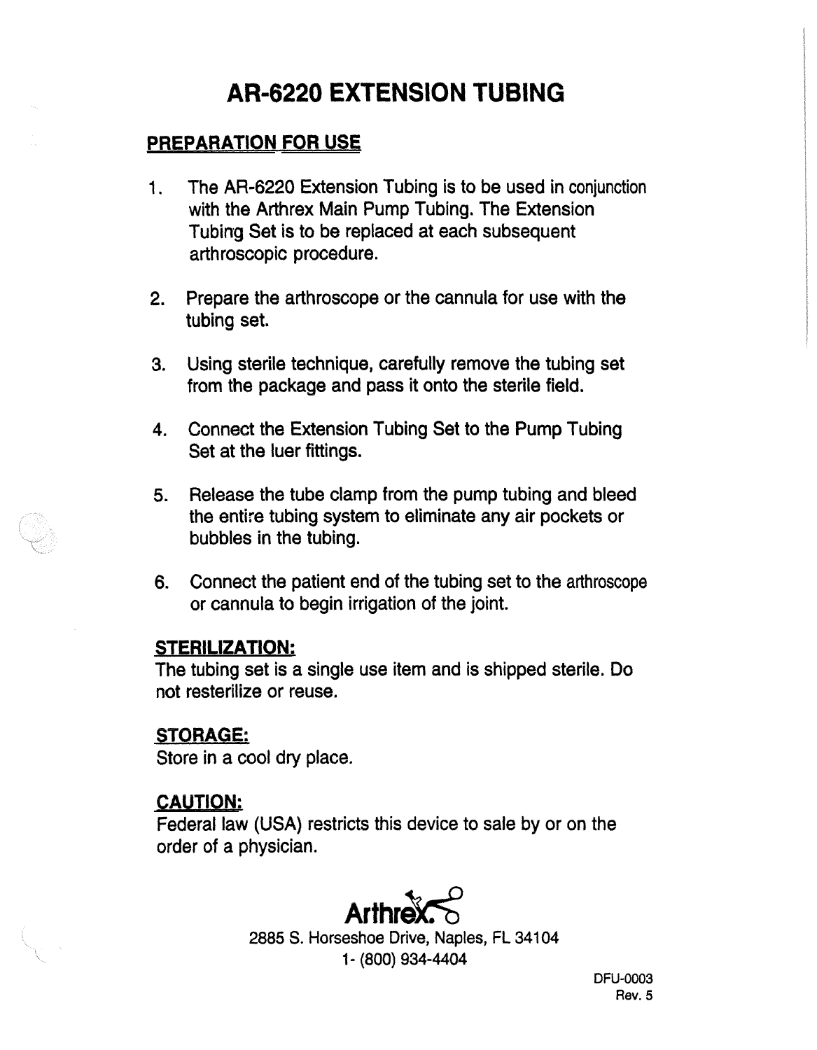# AR-6220 EXTENSION TUBING

## PREPARATION FOR USE

1. The AR-6220 Extension Tubing is to be used in conjunction with the Arthrex Main Pump Tubing. The Extension Tubing Set is to be replaced at each subsequent arthroscopic procedure.

2. Prepare the arthroscope or the cannula for use with the tubing set.

3. Using sterile technique, carefully remove the tubing set from the package and pass it onto the sterile field.

4. Connect the Extension Tubing Set to the Pump Tubing Set at the luer fittings.

5. Release the tube clamp from the pump tubing and bleed the entire tubing system to eliminate any air pockets or bubbles in the tubing.

6. Connect the patient end of the tubing set to the arthroscope or cannula to begin irrigation of the joint.

## STERILIZATION:

The tubing set is a single use item and is shipped sterile. Do not resterilize or reuse.

## STORAGE:

Store in a cool dry place.

## CAUTION:

Federal law (USA) restricts this device to sale by or on the order of a physician.

Arthrex

2885 S. Horseshoe Drive, Naples, FL 34104
1- (800) 934-4404

DFU-0003
Rev. 5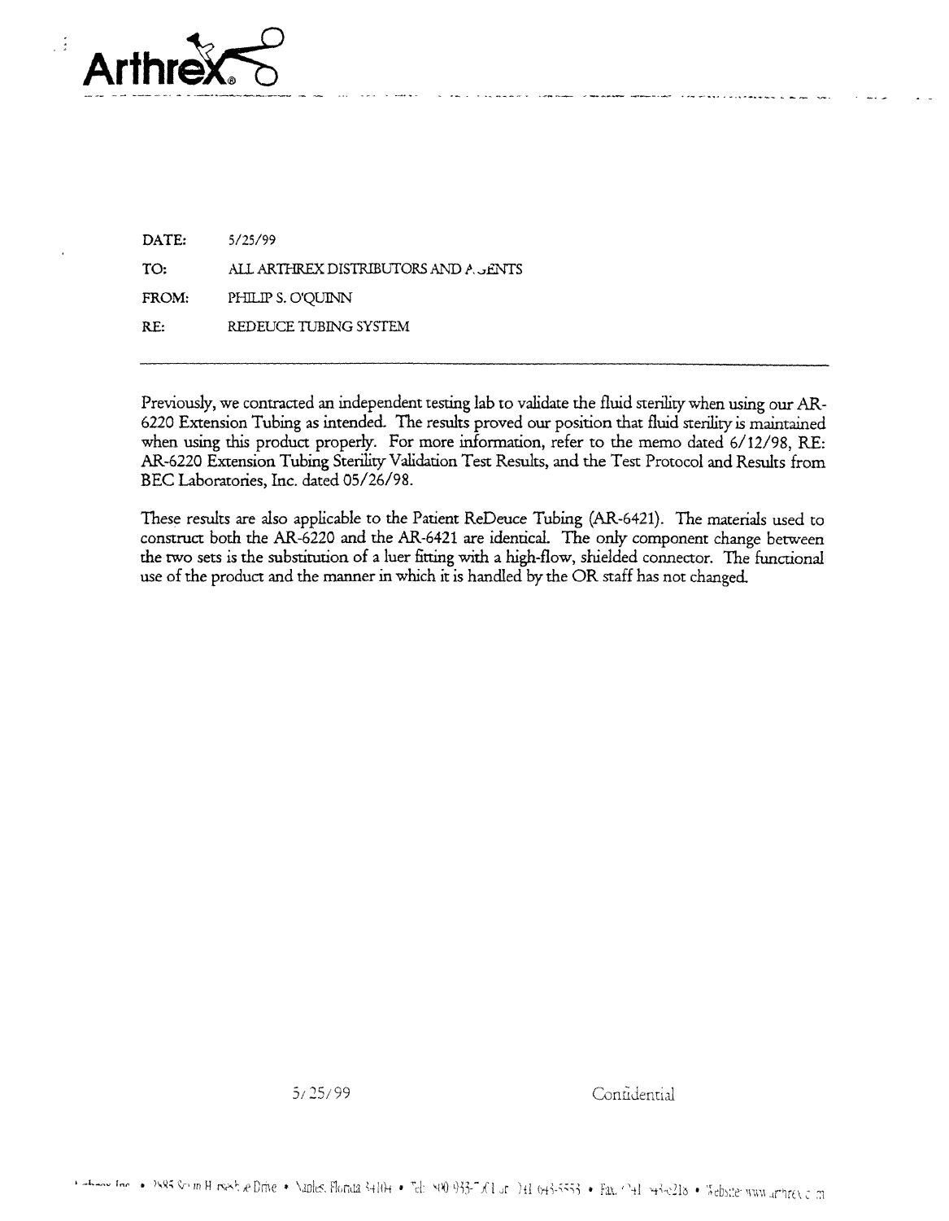Arthrex

DATE: 5/25/99

TO: ALL ARTHREX DISTRIBUTORS AND AGENTS

FROM: PHILIP S. O'QUINN

RE: REDEUCE TUBING SYSTEM

---

Previously, we contracted an independent testing lab to validate the fluid sterility when using our AR-6220 Extension Tubing as intended. The results proved our position that fluid sterility is maintained when using this product properly. For more information, refer to the memo dated 6/12/98, RE: AR-6220 Extension Tubing Sterility Validation Test Results, and the Test Protocol and Results from BEC Laboratories, Inc. dated 05/26/98.

These results are also applicable to the Patient ReDeuce Tubing (AR-6421). The materials used to construct both the AR-6220 and the AR-6421 are identical. The only component change between the two sets is the substitution of a luer fitting with a high-flow, shielded connector. The functional use of the product and the manner in which it is handled by the OR staff has not changed.

5/25/99 Confidential